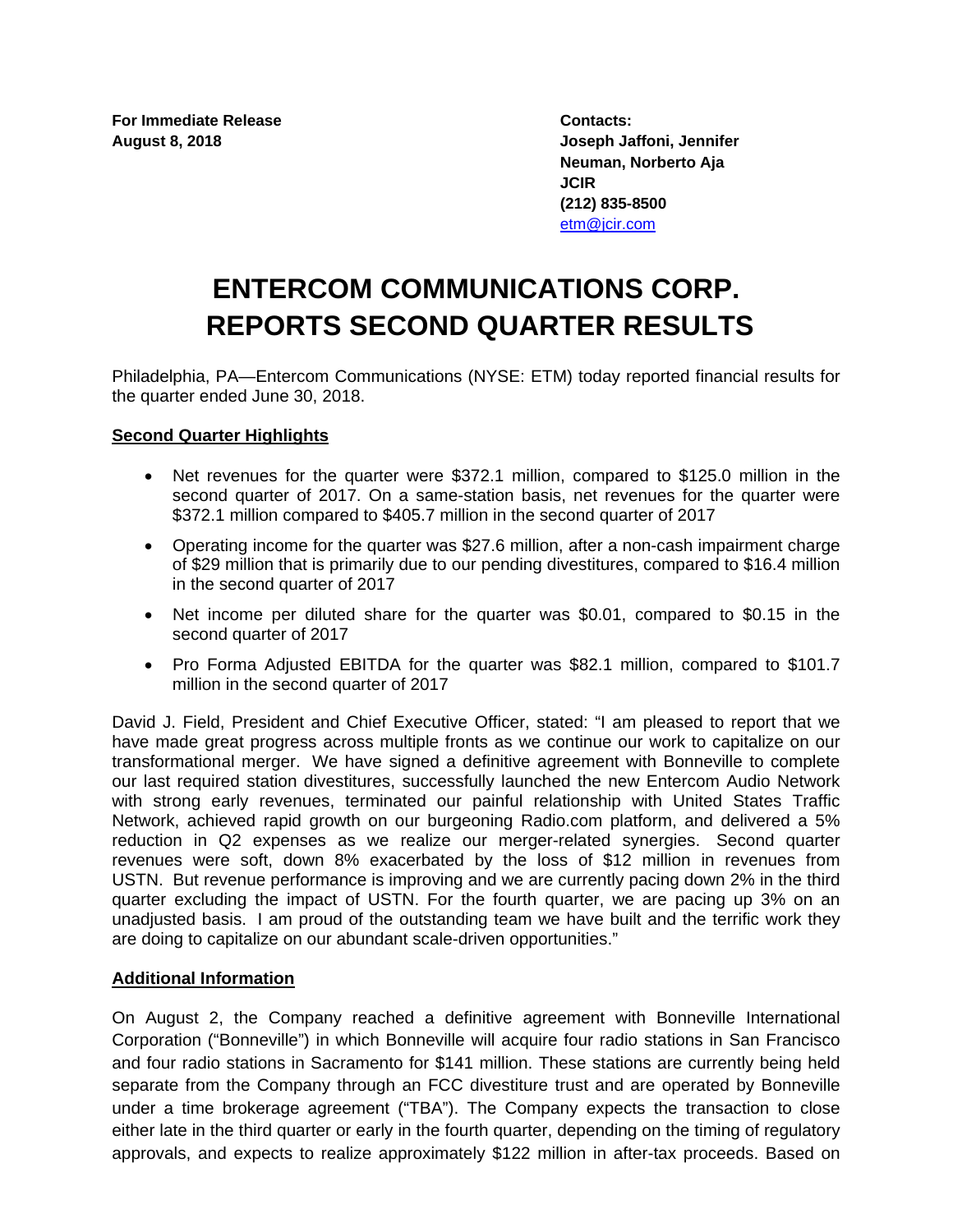**For Immediate Release**
**August 8, 2018**

**Contacts:**
**Joseph Jaffoni, Jennifer Neuman, Norberto Aja**
**JCIR**
**(212) 835-8500**
etm@jcir.com

# ENTERCOM COMMUNICATIONS CORP. REPORTS SECOND QUARTER RESULTS

Philadelphia, PA—Entercom Communications (NYSE: ETM) today reported financial results for the quarter ended June 30, 2018.

**Second Quarter Highlights**

- Net revenues for the quarter were $372.1 million, compared to $125.0 million in the second quarter of 2017. On a same-station basis, net revenues for the quarter were $372.1 million compared to $405.7 million in the second quarter of 2017
- Operating income for the quarter was $27.6 million, after a non-cash impairment charge of $29 million that is primarily due to our pending divestitures, compared to $16.4 million in the second quarter of 2017
- Net income per diluted share for the quarter was $0.01, compared to $0.15 in the second quarter of 2017
- Pro Forma Adjusted EBITDA for the quarter was $82.1 million, compared to $101.7 million in the second quarter of 2017

David J. Field, President and Chief Executive Officer, stated: "I am pleased to report that we have made great progress across multiple fronts as we continue our work to capitalize on our transformational merger. We have signed a definitive agreement with Bonneville to complete our last required station divestitures, successfully launched the new Entercom Audio Network with strong early revenues, terminated our painful relationship with United States Traffic Network, achieved rapid growth on our burgeoning Radio.com platform, and delivered a 5% reduction in Q2 expenses as we realize our merger-related synergies. Second quarter revenues were soft, down 8% exacerbated by the loss of $12 million in revenues from USTN. But revenue performance is improving and we are currently pacing down 2% in the third quarter excluding the impact of USTN. For the fourth quarter, we are pacing up 3% on an unadjusted basis. I am proud of the outstanding team we have built and the terrific work they are doing to capitalize on our abundant scale-driven opportunities."

**Additional Information**

On August 2, the Company reached a definitive agreement with Bonneville International Corporation ("Bonneville") in which Bonneville will acquire four radio stations in San Francisco and four radio stations in Sacramento for $141 million. These stations are currently being held separate from the Company through an FCC divestiture trust and are operated by Bonneville under a time brokerage agreement ("TBA"). The Company expects the transaction to close either late in the third quarter or early in the fourth quarter, depending on the timing of regulatory approvals, and expects to realize approximately $122 million in after-tax proceeds. Based on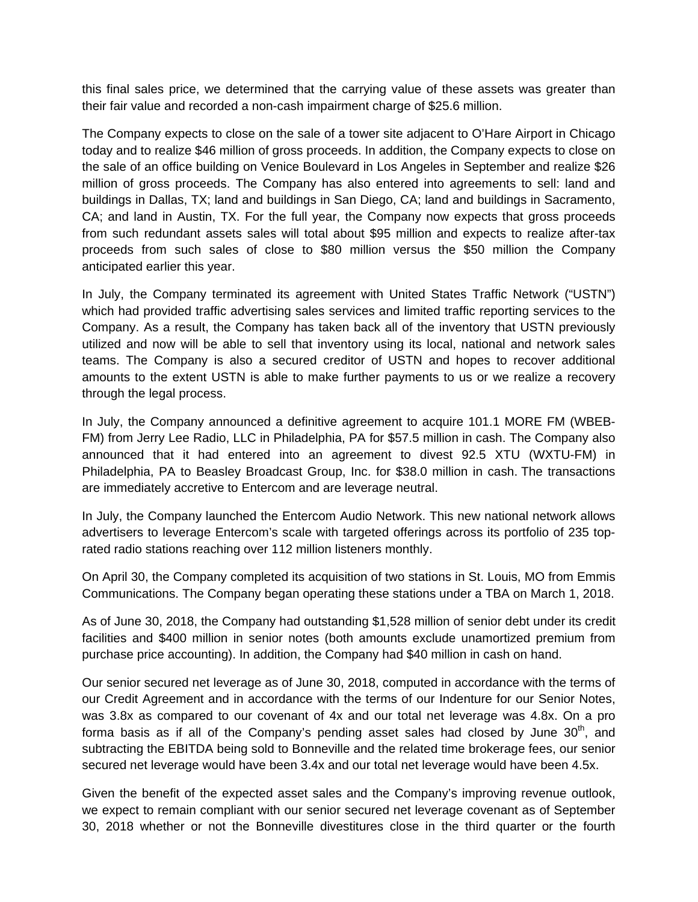this final sales price, we determined that the carrying value of these assets was greater than their fair value and recorded a non-cash impairment charge of $25.6 million.

The Company expects to close on the sale of a tower site adjacent to O'Hare Airport in Chicago today and to realize $46 million of gross proceeds. In addition, the Company expects to close on the sale of an office building on Venice Boulevard in Los Angeles in September and realize $26 million of gross proceeds. The Company has also entered into agreements to sell: land and buildings in Dallas, TX; land and buildings in San Diego, CA; land and buildings in Sacramento, CA; and land in Austin, TX. For the full year, the Company now expects that gross proceeds from such redundant assets sales will total about $95 million and expects to realize after-tax proceeds from such sales of close to $80 million versus the $50 million the Company anticipated earlier this year.

In July, the Company terminated its agreement with United States Traffic Network ("USTN") which had provided traffic advertising sales services and limited traffic reporting services to the Company. As a result, the Company has taken back all of the inventory that USTN previously utilized and now will be able to sell that inventory using its local, national and network sales teams. The Company is also a secured creditor of USTN and hopes to recover additional amounts to the extent USTN is able to make further payments to us or we realize a recovery through the legal process.

In July, the Company announced a definitive agreement to acquire 101.1 MORE FM (WBEB-FM) from Jerry Lee Radio, LLC in Philadelphia, PA for $57.5 million in cash. The Company also announced that it had entered into an agreement to divest 92.5 XTU (WXTU-FM) in Philadelphia, PA to Beasley Broadcast Group, Inc. for $38.0 million in cash. The transactions are immediately accretive to Entercom and are leverage neutral.

In July, the Company launched the Entercom Audio Network. This new national network allows advertisers to leverage Entercom's scale with targeted offerings across its portfolio of 235 top-rated radio stations reaching over 112 million listeners monthly.

On April 30, the Company completed its acquisition of two stations in St. Louis, MO from Emmis Communications. The Company began operating these stations under a TBA on March 1, 2018.

As of June 30, 2018, the Company had outstanding $1,528 million of senior debt under its credit facilities and $400 million in senior notes (both amounts exclude unamortized premium from purchase price accounting). In addition, the Company had $40 million in cash on hand.

Our senior secured net leverage as of June 30, 2018, computed in accordance with the terms of our Credit Agreement and in accordance with the terms of our Indenture for our Senior Notes, was 3.8x as compared to our covenant of 4x and our total net leverage was 4.8x. On a pro forma basis as if all of the Company's pending asset sales had closed by June 30th, and subtracting the EBITDA being sold to Bonneville and the related time brokerage fees, our senior secured net leverage would have been 3.4x and our total net leverage would have been 4.5x.

Given the benefit of the expected asset sales and the Company's improving revenue outlook, we expect to remain compliant with our senior secured net leverage covenant as of September 30, 2018 whether or not the Bonneville divestitures close in the third quarter or the fourth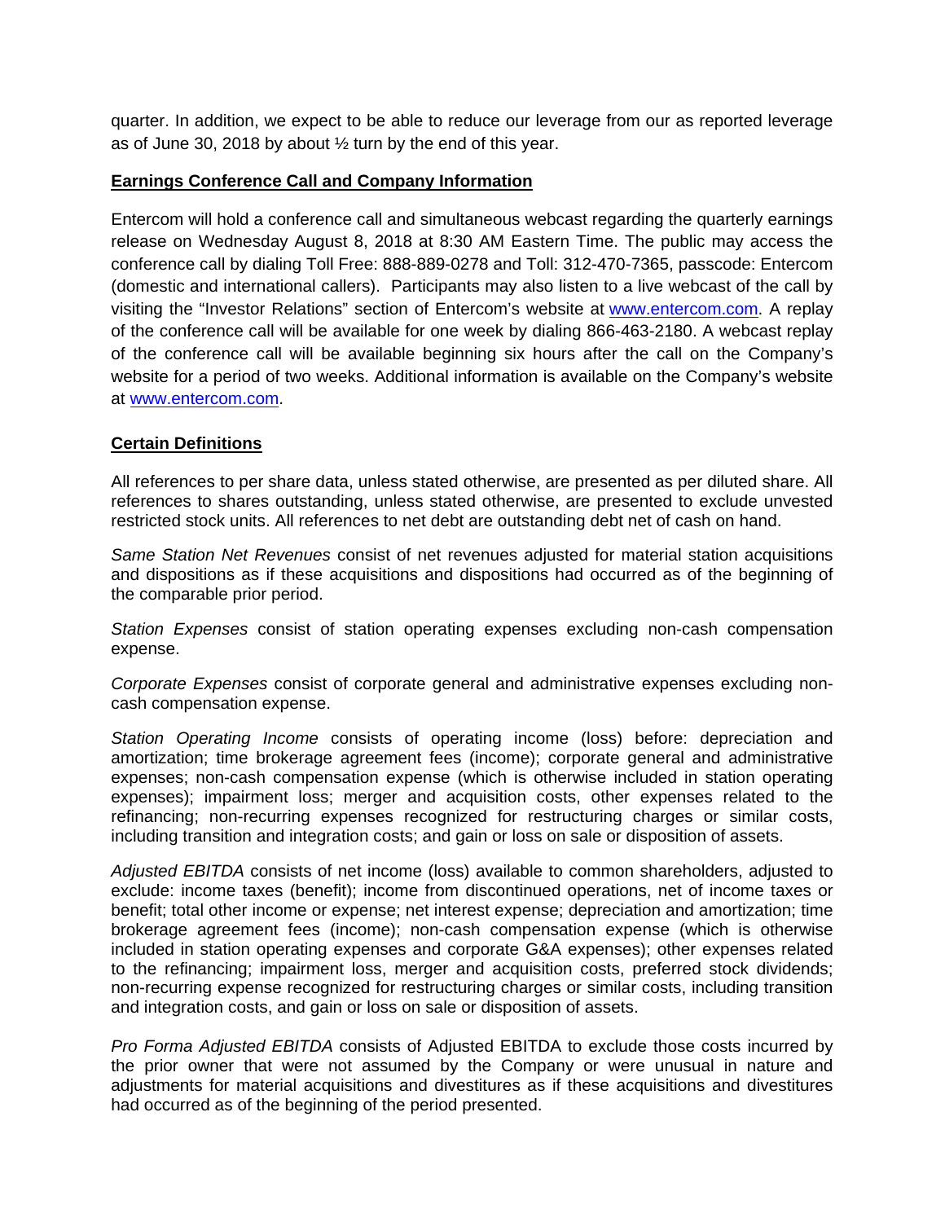quarter. In addition, we expect to be able to reduce our leverage from our as reported leverage as of June 30, 2018 by about ½ turn by the end of this year.

**Earnings Conference Call and Company Information**

Entercom will hold a conference call and simultaneous webcast regarding the quarterly earnings release on Wednesday August 8, 2018 at 8:30 AM Eastern Time. The public may access the conference call by dialing Toll Free: 888-889-0278 and Toll: 312-470-7365, passcode: Entercom (domestic and international callers). Participants may also listen to a live webcast of the call by visiting the "Investor Relations" section of Entercom's website at www.entercom.com. A replay of the conference call will be available for one week by dialing 866-463-2180. A webcast replay of the conference call will be available beginning six hours after the call on the Company's website for a period of two weeks. Additional information is available on the Company's website at www.entercom.com.

**Certain Definitions**

All references to per share data, unless stated otherwise, are presented as per diluted share. All references to shares outstanding, unless stated otherwise, are presented to exclude unvested restricted stock units. All references to net debt are outstanding debt net of cash on hand.

*Same Station Net Revenues* consist of net revenues adjusted for material station acquisitions and dispositions as if these acquisitions and dispositions had occurred as of the beginning of the comparable prior period.

*Station Expenses* consist of station operating expenses excluding non-cash compensation expense.

*Corporate Expenses* consist of corporate general and administrative expenses excluding non-cash compensation expense.

*Station Operating Income* consists of operating income (loss) before: depreciation and amortization; time brokerage agreement fees (income); corporate general and administrative expenses; non-cash compensation expense (which is otherwise included in station operating expenses); impairment loss; merger and acquisition costs, other expenses related to the refinancing; non-recurring expenses recognized for restructuring charges or similar costs, including transition and integration costs; and gain or loss on sale or disposition of assets.

*Adjusted EBITDA* consists of net income (loss) available to common shareholders, adjusted to exclude: income taxes (benefit); income from discontinued operations, net of income taxes or benefit; total other income or expense; net interest expense; depreciation and amortization; time brokerage agreement fees (income); non-cash compensation expense (which is otherwise included in station operating expenses and corporate G&A expenses); other expenses related to the refinancing; impairment loss, merger and acquisition costs, preferred stock dividends; non-recurring expense recognized for restructuring charges or similar costs, including transition and integration costs, and gain or loss on sale or disposition of assets.

*Pro Forma Adjusted EBITDA* consists of Adjusted EBITDA to exclude those costs incurred by the prior owner that were not assumed by the Company or were unusual in nature and adjustments for material acquisitions and divestitures as if these acquisitions and divestitures had occurred as of the beginning of the period presented.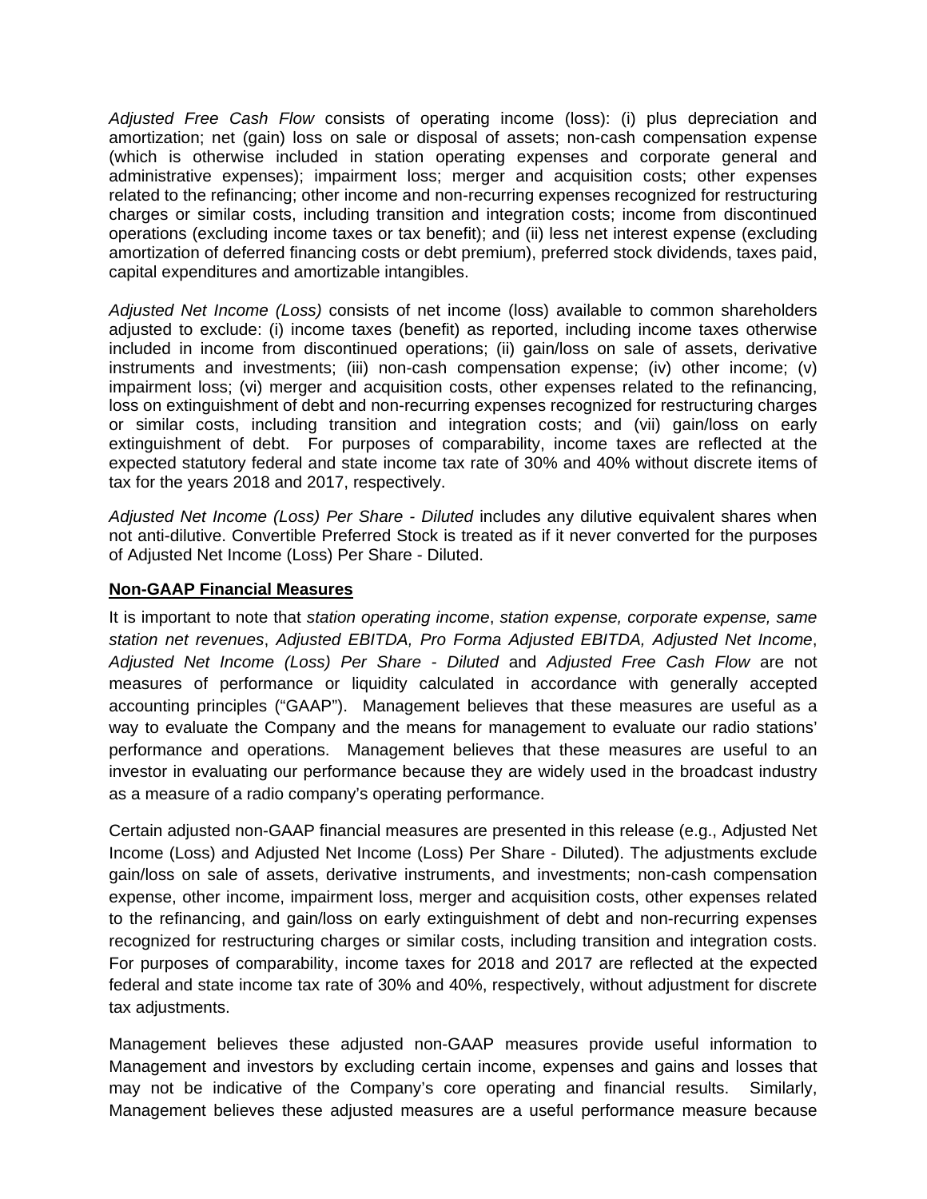*Adjusted Free Cash Flow* consists of operating income (loss): (i) plus depreciation and amortization; net (gain) loss on sale or disposal of assets; non-cash compensation expense (which is otherwise included in station operating expenses and corporate general and administrative expenses); impairment loss; merger and acquisition costs; other expenses related to the refinancing; other income and non-recurring expenses recognized for restructuring charges or similar costs, including transition and integration costs; income from discontinued operations (excluding income taxes or tax benefit); and (ii) less net interest expense (excluding amortization of deferred financing costs or debt premium), preferred stock dividends, taxes paid, capital expenditures and amortizable intangibles.

*Adjusted Net Income (Loss)* consists of net income (loss) available to common shareholders adjusted to exclude: (i) income taxes (benefit) as reported, including income taxes otherwise included in income from discontinued operations; (ii) gain/loss on sale of assets, derivative instruments and investments; (iii) non-cash compensation expense; (iv) other income; (v) impairment loss; (vi) merger and acquisition costs, other expenses related to the refinancing, loss on extinguishment of debt and non-recurring expenses recognized for restructuring charges or similar costs, including transition and integration costs; and (vii) gain/loss on early extinguishment of debt. For purposes of comparability, income taxes are reflected at the expected statutory federal and state income tax rate of 30% and 40% without discrete items of tax for the years 2018 and 2017, respectively.

*Adjusted Net Income (Loss) Per Share - Diluted* includes any dilutive equivalent shares when not anti-dilutive. Convertible Preferred Stock is treated as if it never converted for the purposes of Adjusted Net Income (Loss) Per Share - Diluted.

**Non-GAAP Financial Measures**

It is important to note that *station operating income*, *station expense, corporate expense, same station net revenues*, *Adjusted EBITDA, Pro Forma Adjusted EBITDA, Adjusted Net Income*, *Adjusted Net Income (Loss) Per Share - Diluted* and *Adjusted Free Cash Flow* are not measures of performance or liquidity calculated in accordance with generally accepted accounting principles ("GAAP"). Management believes that these measures are useful as a way to evaluate the Company and the means for management to evaluate our radio stations' performance and operations. Management believes that these measures are useful to an investor in evaluating our performance because they are widely used in the broadcast industry as a measure of a radio company's operating performance.

Certain adjusted non-GAAP financial measures are presented in this release (e.g., Adjusted Net Income (Loss) and Adjusted Net Income (Loss) Per Share - Diluted). The adjustments exclude gain/loss on sale of assets, derivative instruments, and investments; non-cash compensation expense, other income, impairment loss, merger and acquisition costs, other expenses related to the refinancing, and gain/loss on early extinguishment of debt and non-recurring expenses recognized for restructuring charges or similar costs, including transition and integration costs. For purposes of comparability, income taxes for 2018 and 2017 are reflected at the expected federal and state income tax rate of 30% and 40%, respectively, without adjustment for discrete tax adjustments.

Management believes these adjusted non-GAAP measures provide useful information to Management and investors by excluding certain income, expenses and gains and losses that may not be indicative of the Company's core operating and financial results. Similarly, Management believes these adjusted measures are a useful performance measure because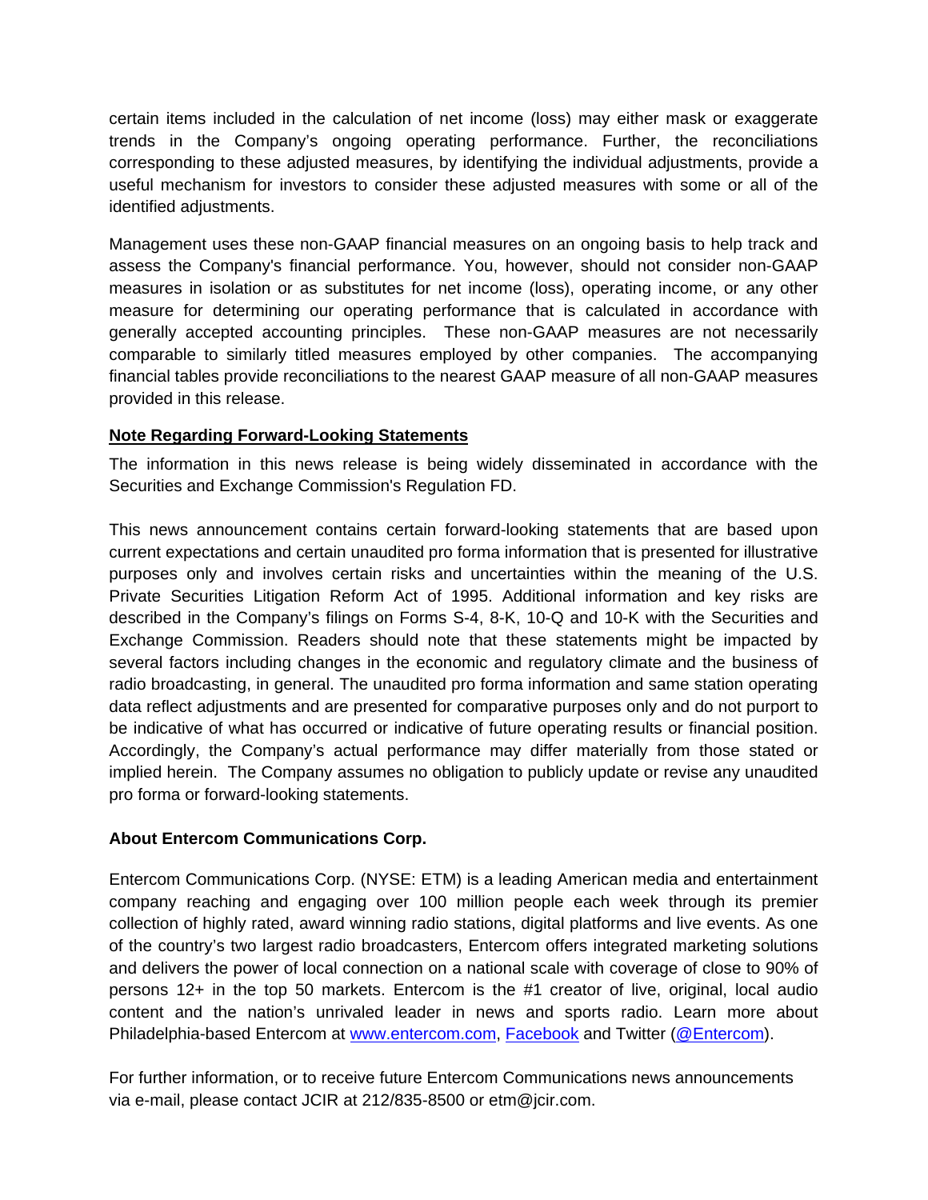certain items included in the calculation of net income (loss) may either mask or exaggerate trends in the Company's ongoing operating performance. Further, the reconciliations corresponding to these adjusted measures, by identifying the individual adjustments, provide a useful mechanism for investors to consider these adjusted measures with some or all of the identified adjustments.

Management uses these non-GAAP financial measures on an ongoing basis to help track and assess the Company's financial performance. You, however, should not consider non-GAAP measures in isolation or as substitutes for net income (loss), operating income, or any other measure for determining our operating performance that is calculated in accordance with generally accepted accounting principles. These non-GAAP measures are not necessarily comparable to similarly titled measures employed by other companies. The accompanying financial tables provide reconciliations to the nearest GAAP measure of all non-GAAP measures provided in this release.

**Note Regarding Forward-Looking Statements**

The information in this news release is being widely disseminated in accordance with the Securities and Exchange Commission's Regulation FD.

This news announcement contains certain forward-looking statements that are based upon current expectations and certain unaudited pro forma information that is presented for illustrative purposes only and involves certain risks and uncertainties within the meaning of the U.S. Private Securities Litigation Reform Act of 1995. Additional information and key risks are described in the Company's filings on Forms S-4, 8-K, 10-Q and 10-K with the Securities and Exchange Commission. Readers should note that these statements might be impacted by several factors including changes in the economic and regulatory climate and the business of radio broadcasting, in general. The unaudited pro forma information and same station operating data reflect adjustments and are presented for comparative purposes only and do not purport to be indicative of what has occurred or indicative of future operating results or financial position. Accordingly, the Company's actual performance may differ materially from those stated or implied herein. The Company assumes no obligation to publicly update or revise any unaudited pro forma or forward-looking statements.

**About Entercom Communications Corp.**

Entercom Communications Corp. (NYSE: ETM) is a leading American media and entertainment company reaching and engaging over 100 million people each week through its premier collection of highly rated, award winning radio stations, digital platforms and live events. As one of the country's two largest radio broadcasters, Entercom offers integrated marketing solutions and delivers the power of local connection on a national scale with coverage of close to 90% of persons 12+ in the top 50 markets. Entercom is the #1 creator of live, original, local audio content and the nation's unrivaled leader in news and sports radio. Learn more about Philadelphia-based Entercom at www.entercom.com, Facebook and Twitter (@Entercom).

For further information, or to receive future Entercom Communications news announcements via e-mail, please contact JCIR at 212/835-8500 or etm@jcir.com.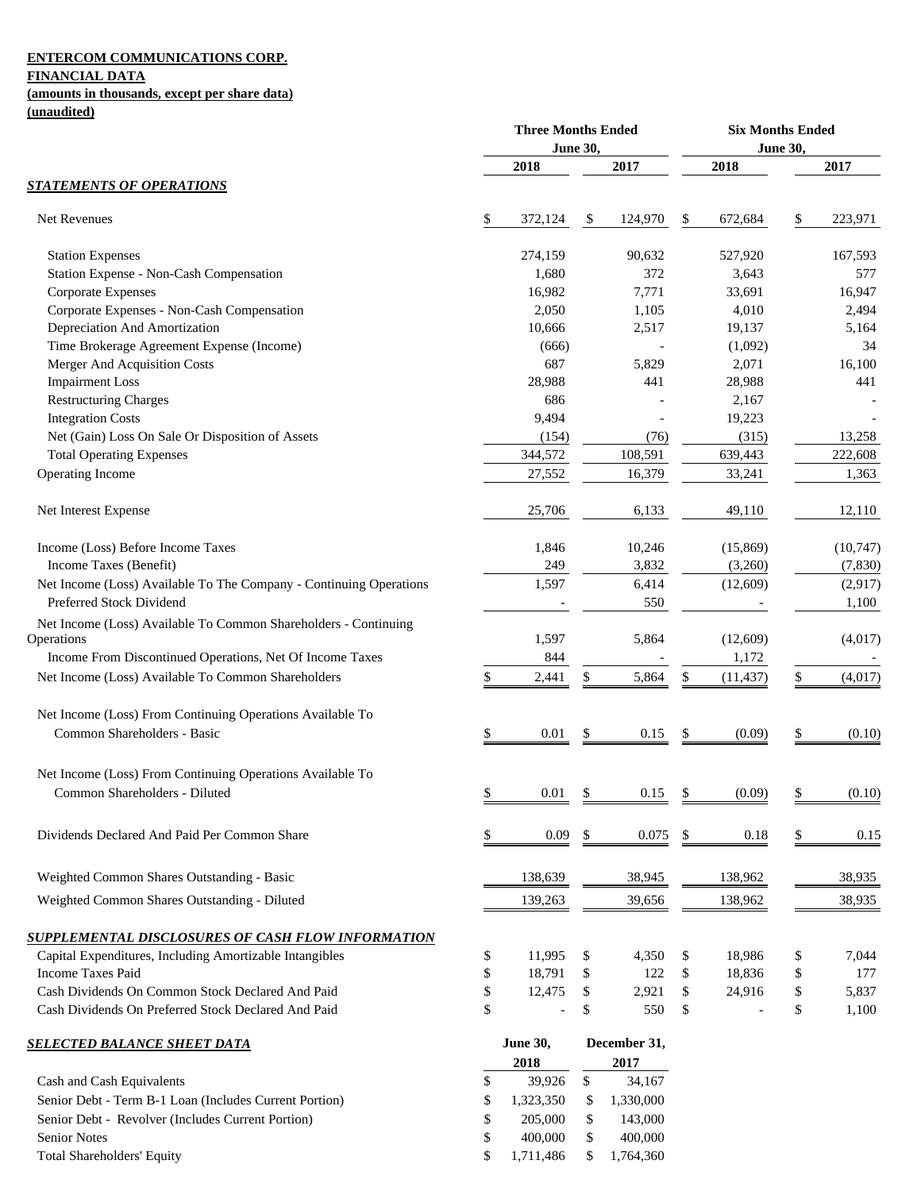**ENTERCOM COMMUNICATIONS CORP.**
**FINANCIAL DATA**
**(amounts in thousands, except per share data)**
**(unaudited)**

| | Three Months Ended June 30, | | Six Months Ended June 30, | |
|---|---|---|---|---|
| | 2018 | 2017 | 2018 | 2017 |
| ***STATEMENTS OF OPERATIONS*** | | | | |
| Net Revenues | $ 372,124 | $ 124,970 | $ 672,684 | $ 223,971 |
| Station Expenses | 274,159 | 90,632 | 527,920 | 167,593 |
| Station Expense - Non-Cash Compensation | 1,680 | 372 | 3,643 | 577 |
| Corporate Expenses | 16,982 | 7,771 | 33,691 | 16,947 |
| Corporate Expenses - Non-Cash Compensation | 2,050 | 1,105 | 4,010 | 2,494 |
| Depreciation And Amortization | 10,666 | 2,517 | 19,137 | 5,164 |
| Time Brokerage Agreement Expense (Income) | (666) | - | (1,092) | 34 |
| Merger And Acquisition Costs | 687 | 5,829 | 2,071 | 16,100 |
| Impairment Loss | 28,988 | 441 | 28,988 | 441 |
| Restructuring Charges | 686 | - | 2,167 | - |
| Integration Costs | 9,494 | - | 19,223 | - |
| Net (Gain) Loss On Sale Or Disposition of Assets | (154) | (76) | (315) | 13,258 |
| Total Operating Expenses | 344,572 | 108,591 | 639,443 | 222,608 |
| Operating Income | 27,552 | 16,379 | 33,241 | 1,363 |
| Net Interest Expense | 25,706 | 6,133 | 49,110 | 12,110 |
| Income (Loss) Before Income Taxes | 1,846 | 10,246 | (15,869) | (10,747) |
| Income Taxes (Benefit) | 249 | 3,832 | (3,260) | (7,830) |
| Net Income (Loss) Available To The Company - Continuing Operations | 1,597 | 6,414 | (12,609) | (2,917) |
| Preferred Stock Dividend | - | 550 | - | 1,100 |
| Net Income (Loss) Available To Common Shareholders - Continuing Operations | 1,597 | 5,864 | (12,609) | (4,017) |
| Income From Discontinued Operations, Net Of Income Taxes | 844 | - | 1,172 | - |
| Net Income (Loss) Available To Common Shareholders | $ 2,441 | $ 5,864 | $ (11,437) | $ (4,017) |
| Net Income (Loss) From Continuing Operations Available To Common Shareholders - Basic | $ 0.01 | $ 0.15 | $ (0.09) | $ (0.10) |
| Net Income (Loss) From Continuing Operations Available To Common Shareholders - Diluted | $ 0.01 | $ 0.15 | $ (0.09) | $ (0.10) |
| Dividends Declared And Paid Per Common Share | $ 0.09 | $ 0.075 | $ 0.18 | $ 0.15 |
| Weighted Common Shares Outstanding - Basic | 138,639 | 38,945 | 138,962 | 38,935 |
| Weighted Common Shares Outstanding - Diluted | 139,263 | 39,656 | 138,962 | 38,935 |
| ***SUPPLEMENTAL DISCLOSURES OF CASH FLOW INFORMATION*** | | | | |
| Capital Expenditures, Including Amortizable Intangibles | $ 11,995 | $ 4,350 | $ 18,986 | $ 7,044 |
| Income Taxes Paid | $ 18,791 | $ 122 | $ 18,836 | $ 177 |
| Cash Dividends On Common Stock Declared And Paid | $ 12,475 | $ 2,921 | $ 24,916 | $ 5,837 |
| Cash Dividends On Preferred Stock Declared And Paid | $ - | $ 550 | $ - | $ 1,100 |

| ***SELECTED BALANCE SHEET DATA*** | June 30, 2018 | December 31, 2017 |
|---|---|---|
| Cash and Cash Equivalents | $ 39,926 | $ 34,167 |
| Senior Debt - Term B-1 Loan (Includes Current Portion) | $ 1,323,350 | $ 1,330,000 |
| Senior Debt - Revolver (Includes Current Portion) | $ 205,000 | $ 143,000 |
| Senior Notes | $ 400,000 | $ 400,000 |
| Total Shareholders' Equity | $ 1,711,486 | $ 1,764,360 |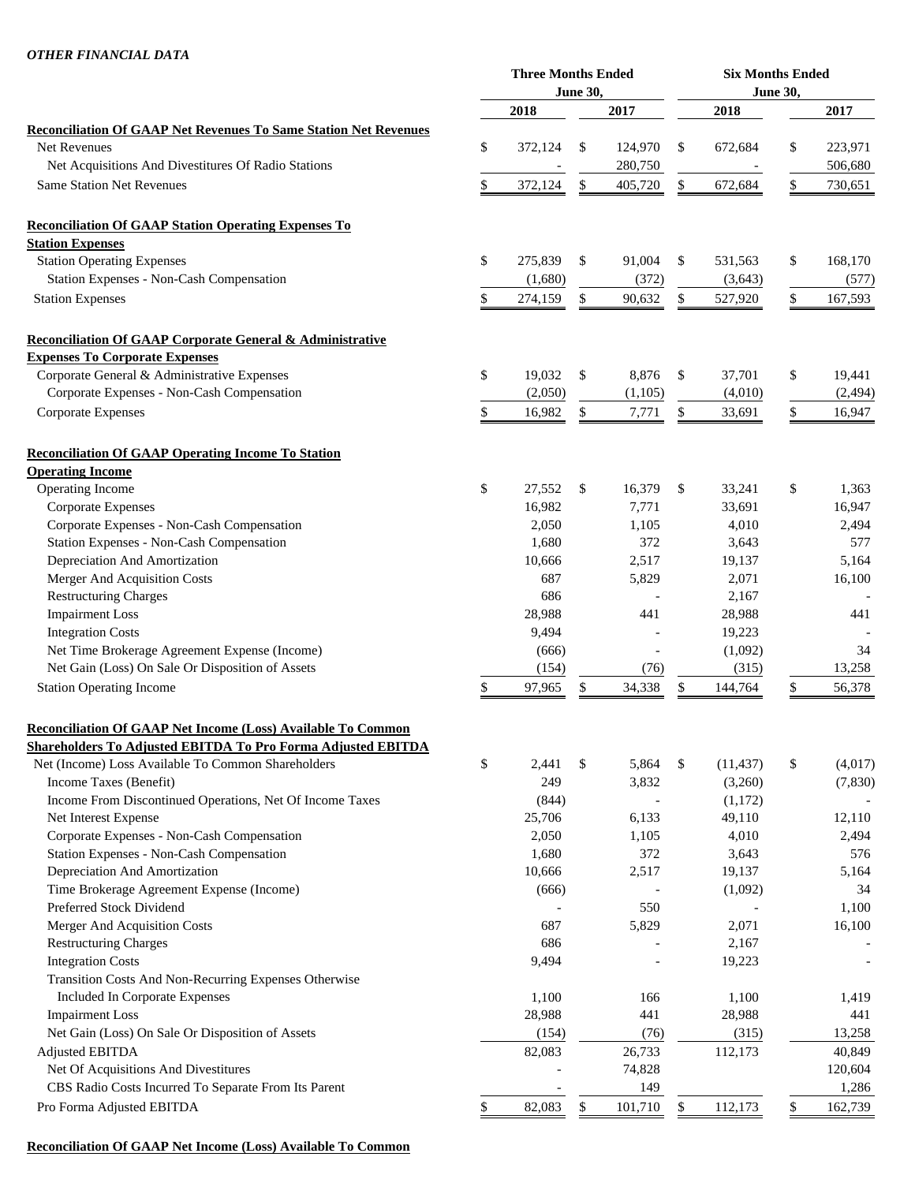***OTHER FINANCIAL DATA***

| | Three Months Ended June 30, | | Six Months Ended June 30, | |
|---|---|---|---|---|
| | 2018 | 2017 | 2018 | 2017 |
| **Reconciliation Of GAAP Net Revenues To Same Station Net Revenues** | | | | |
| Net Revenues | $ 372,124 | $ 124,970 | $ 672,684 | $ 223,971 |
| Net Acquisitions And Divestitures Of Radio Stations | - | 280,750 | - | 506,680 |
| Same Station Net Revenues | $ 372,124 | $ 405,720 | $ 672,684 | $ 730,651 |
| **Reconciliation Of GAAP Station Operating Expenses To Station Expenses** | | | | |
| Station Operating Expenses | $ 275,839 | $ 91,004 | $ 531,563 | $ 168,170 |
| Station Expenses - Non-Cash Compensation | (1,680) | (372) | (3,643) | (577) |
| Station Expenses | $ 274,159 | $ 90,632 | $ 527,920 | $ 167,593 |
| **Reconciliation Of GAAP Corporate General & Administrative Expenses To Corporate Expenses** | | | | |
| Corporate General & Administrative Expenses | $ 19,032 | $ 8,876 | $ 37,701 | $ 19,441 |
| Corporate Expenses - Non-Cash Compensation | (2,050) | (1,105) | (4,010) | (2,494) |
| Corporate Expenses | $ 16,982 | $ 7,771 | $ 33,691 | $ 16,947 |
| **Reconciliation Of GAAP Operating Income To Station Operating Income** | | | | |
| Operating Income | $ 27,552 | $ 16,379 | $ 33,241 | $ 1,363 |
| Corporate Expenses | 16,982 | 7,771 | 33,691 | 16,947 |
| Corporate Expenses - Non-Cash Compensation | 2,050 | 1,105 | 4,010 | 2,494 |
| Station Expenses - Non-Cash Compensation | 1,680 | 372 | 3,643 | 577 |
| Depreciation And Amortization | 10,666 | 2,517 | 19,137 | 5,164 |
| Merger And Acquisition Costs | 687 | 5,829 | 2,071 | 16,100 |
| Restructuring Charges | 686 | - | 2,167 | - |
| Impairment Loss | 28,988 | 441 | 28,988 | 441 |
| Integration Costs | 9,494 | - | 19,223 | - |
| Net Time Brokerage Agreement Expense (Income) | (666) | - | (1,092) | 34 |
| Net Gain (Loss) On Sale Or Disposition of Assets | (154) | (76) | (315) | 13,258 |
| Station Operating Income | $ 97,965 | $ 34,338 | $ 144,764 | $ 56,378 |
| **Reconciliation Of GAAP Net Income (Loss) Available To Common Shareholders To Adjusted EBITDA To Pro Forma Adjusted EBITDA** | | | | |
| Net (Income) Loss Available To Common Shareholders | $ 2,441 | $ 5,864 | $ (11,437) | $ (4,017) |
| Income Taxes (Benefit) | 249 | 3,832 | (3,260) | (7,830) |
| Income From Discontinued Operations, Net Of Income Taxes | (844) | - | (1,172) | - |
| Net Interest Expense | 25,706 | 6,133 | 49,110 | 12,110 |
| Corporate Expenses - Non-Cash Compensation | 2,050 | 1,105 | 4,010 | 2,494 |
| Station Expenses - Non-Cash Compensation | 1,680 | 372 | 3,643 | 576 |
| Depreciation And Amortization | 10,666 | 2,517 | 19,137 | 5,164 |
| Time Brokerage Agreement Expense (Income) | (666) | - | (1,092) | 34 |
| Preferred Stock Dividend | - | 550 | - | 1,100 |
| Merger And Acquisition Costs | 687 | 5,829 | 2,071 | 16,100 |
| Restructuring Charges | 686 | - | 2,167 | - |
| Integration Costs | 9,494 | - | 19,223 | - |
| Transition Costs And Non-Recurring Expenses Otherwise Included In Corporate Expenses | 1,100 | 166 | 1,100 | 1,419 |
| Impairment Loss | 28,988 | 441 | 28,988 | 441 |
| Net Gain (Loss) On Sale Or Disposition of Assets | (154) | (76) | (315) | 13,258 |
| Adjusted EBITDA | 82,083 | 26,733 | 112,173 | 40,849 |
| Net Of Acquisitions And Divestitures | - | 74,828 | | 120,604 |
| CBS Radio Costs Incurred To Separate From Its Parent | - | 149 | | 1,286 |
| Pro Forma Adjusted EBITDA | $ 82,083 | $ 101,710 | $ 112,173 | $ 162,739 |

**Reconciliation Of GAAP Net Income (Loss) Available To Common**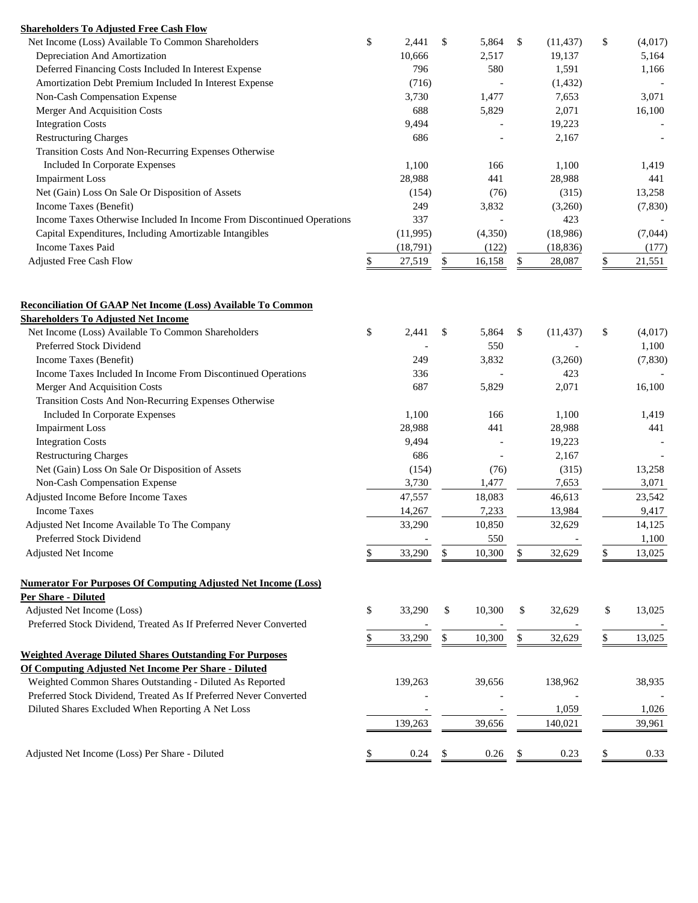| **Shareholders To Adjusted Free Cash Flow** | | | | |
|---|---|---|---|---|
| Net Income (Loss) Available To Common Shareholders | $ 2,441 | $ 5,864 | $ (11,437) | $ (4,017) |
| Depreciation And Amortization | 10,666 | 2,517 | 19,137 | 5,164 |
| Deferred Financing Costs Included In Interest Expense | 796 | 580 | 1,591 | 1,166 |
| Amortization Debt Premium Included In Interest Expense | (716) | - | (1,432) | - |
| Non-Cash Compensation Expense | 3,730 | 1,477 | 7,653 | 3,071 |
| Merger And Acquisition Costs | 688 | 5,829 | 2,071 | 16,100 |
| Integration Costs | 9,494 | - | 19,223 | - |
| Restructuring Charges | 686 | - | 2,167 | - |
| Transition Costs And Non-Recurring Expenses Otherwise Included In Corporate Expenses | 1,100 | 166 | 1,100 | 1,419 |
| Impairment Loss | 28,988 | 441 | 28,988 | 441 |
| Net (Gain) Loss On Sale Or Disposition of Assets | (154) | (76) | (315) | 13,258 |
| Income Taxes (Benefit) | 249 | 3,832 | (3,260) | (7,830) |
| Income Taxes Otherwise Included In Income From Discontinued Operations | 337 | - | 423 | - |
| Capital Expenditures, Including Amortizable Intangibles | (11,995) | (4,350) | (18,986) | (7,044) |
| Income Taxes Paid | (18,791) | (122) | (18,836) | (177) |
| Adjusted Free Cash Flow | $ 27,519 | $ 16,158 | $ 28,087 | $ 21,551 |

| **Reconciliation Of GAAP Net Income (Loss) Available To Common Shareholders To Adjusted Net Income** | | | | |
|---|---|---|---|---|
| Net Income (Loss) Available To Common Shareholders | $ 2,441 | $ 5,864 | $ (11,437) | $ (4,017) |
| Preferred Stock Dividend | - | 550 | - | 1,100 |
| Income Taxes (Benefit) | 249 | 3,832 | (3,260) | (7,830) |
| Income Taxes Included In Income From Discontinued Operations | 336 | - | 423 | - |
| Merger And Acquisition Costs | 687 | 5,829 | 2,071 | 16,100 |
| Transition Costs And Non-Recurring Expenses Otherwise Included In Corporate Expenses | 1,100 | 166 | 1,100 | 1,419 |
| Impairment Loss | 28,988 | 441 | 28,988 | 441 |
| Integration Costs | 9,494 | - | 19,223 | - |
| Restructuring Charges | 686 | - | 2,167 | - |
| Net (Gain) Loss On Sale Or Disposition of Assets | (154) | (76) | (315) | 13,258 |
| Non-Cash Compensation Expense | 3,730 | 1,477 | 7,653 | 3,071 |
| Adjusted Income Before Income Taxes | 47,557 | 18,083 | 46,613 | 23,542 |
| Income Taxes | 14,267 | 7,233 | 13,984 | 9,417 |
| Adjusted Net Income Available To The Company | 33,290 | 10,850 | 32,629 | 14,125 |
| Preferred Stock Dividend | - | 550 | - | 1,100 |
| Adjusted Net Income | $ 33,290 | $ 10,300 | $ 32,629 | $ 13,025 |

| **Numerator For Purposes Of Computing Adjusted Net Income (Loss) Per Share - Diluted** | | | | |
|---|---|---|---|---|
| Adjusted Net Income (Loss) | $ 33,290 | $ 10,300 | $ 32,629 | $ 13,025 |
| Preferred Stock Dividend, Treated As If Preferred Never Converted | - | - | - | - |
| | $ 33,290 | $ 10,300 | $ 32,629 | $ 13,025 |
| **Weighted Average Diluted Shares Outstanding For Purposes Of Computing Adjusted Net Income Per Share - Diluted** | | | | |
| Weighted Common Shares Outstanding - Diluted As Reported | 139,263 | 39,656 | 138,962 | 38,935 |
| Preferred Stock Dividend, Treated As If Preferred Never Converted | - | - | - | - |
| Diluted Shares Excluded When Reporting A Net Loss | - | - | 1,059 | 1,026 |
| | 139,263 | 39,656 | 140,021 | 39,961 |
| Adjusted Net Income (Loss) Per Share - Diluted | $ 0.24 | $ 0.26 | $ 0.23 | $ 0.33 |